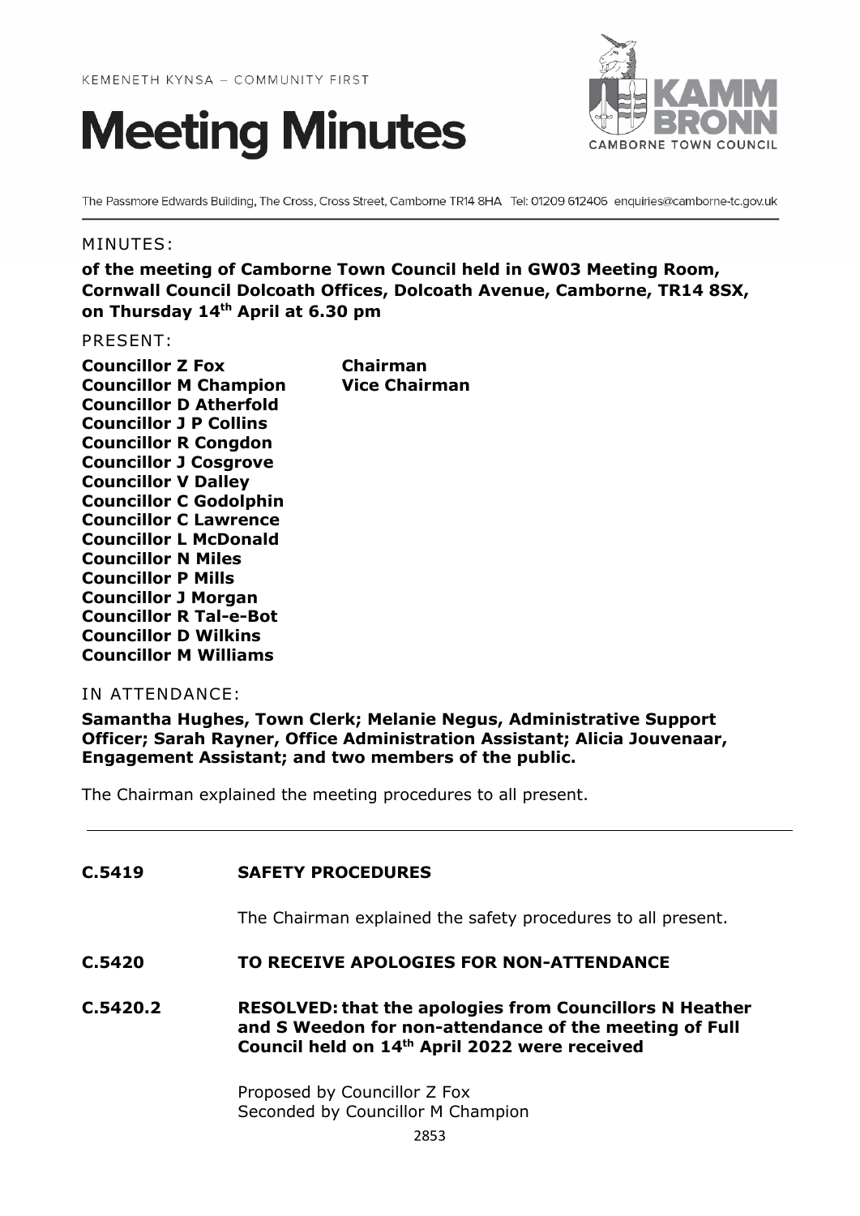KEMENETH KYNSA – COMMUNITY FIRST

# Meeting Minutes

KAMM BRONN
CAMBORNE TOWN COUNCIL

The Passmore Edwards Building, The Cross, Cross Street, Camborne TR14 8HA Tel: 01209 612406 enquiries@camborne-tc.gov.uk

MINUTES:

**of the meeting of Camborne Town Council held in GW03 Meeting Room, Cornwall Council Dolcoath Offices, Dolcoath Avenue, Camborne, TR14 8SX, on Thursday 14th April at 6.30 pm**

PRESENT:

| | |
|---|---|
| **Councillor Z Fox** | **Chairman** |
| **Councillor M Champion** | **Vice Chairman** |
| **Councillor D Atherfold** | |
| **Councillor J P Collins** | |
| **Councillor R Congdon** | |
| **Councillor J Cosgrove** | |
| **Councillor V Dalley** | |
| **Councillor C Godolphin** | |
| **Councillor C Lawrence** | |
| **Councillor L McDonald** | |
| **Councillor N Miles** | |
| **Councillor P Mills** | |
| **Councillor J Morgan** | |
| **Councillor R Tal-e-Bot** | |
| **Councillor D Wilkins** | |
| **Councillor M Williams** | |

IN ATTENDANCE:

**Samantha Hughes, Town Clerk; Melanie Negus, Administrative Support Officer; Sarah Rayner, Office Administration Assistant; Alicia Jouvenaar, Engagement Assistant; and two members of the public.**

The Chairman explained the meeting procedures to all present.

---

**C.5419 SAFETY PROCEDURES**

The Chairman explained the safety procedures to all present.

**C.5420 TO RECEIVE APOLOGIES FOR NON-ATTENDANCE**

**C.5420.2 RESOLVED: that the apologies from Councillors N Heather and S Weedon for non-attendance of the meeting of Full Council held on 14th April 2022 were received**

Proposed by Councillor Z Fox
Seconded by Councillor M Champion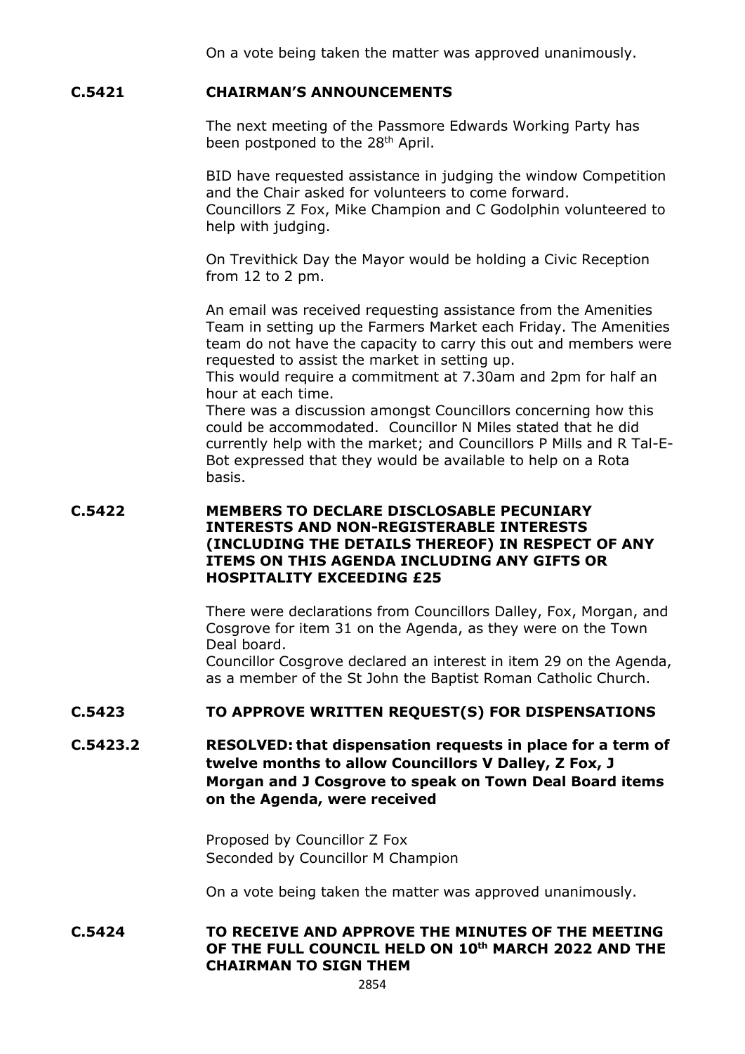On a vote being taken the matter was approved unanimously.

## C.5421 CHAIRMAN'S ANNOUNCEMENTS

The next meeting of the Passmore Edwards Working Party has been postponed to the 28th April.

BID have requested assistance in judging the window Competition and the Chair asked for volunteers to come forward.
Councillors Z Fox, Mike Champion and C Godolphin volunteered to help with judging.

On Trevithick Day the Mayor would be holding a Civic Reception from 12 to 2 pm.

An email was received requesting assistance from the Amenities Team in setting up the Farmers Market each Friday. The Amenities team do not have the capacity to carry this out and members were requested to assist the market in setting up.
This would require a commitment at 7.30am and 2pm for half an hour at each time.
There was a discussion amongst Councillors concerning how this could be accommodated. Councillor N Miles stated that he did currently help with the market; and Councillors P Mills and R Tal-E-Bot expressed that they would be available to help on a Rota basis.

## C.5422 MEMBERS TO DECLARE DISCLOSABLE PECUNIARY INTERESTS AND NON-REGISTERABLE INTERESTS (INCLUDING THE DETAILS THEREOF) IN RESPECT OF ANY ITEMS ON THIS AGENDA INCLUDING ANY GIFTS OR HOSPITALITY EXCEEDING £25

There were declarations from Councillors Dalley, Fox, Morgan, and Cosgrove for item 31 on the Agenda, as they were on the Town Deal board.
Councillor Cosgrove declared an interest in item 29 on the Agenda, as a member of the St John the Baptist Roman Catholic Church.

## C.5423 TO APPROVE WRITTEN REQUEST(S) FOR DISPENSATIONS

**C.5423.2 RESOLVED: that dispensation requests in place for a term of twelve months to allow Councillors V Dalley, Z Fox, J Morgan and J Cosgrove to speak on Town Deal Board items on the Agenda, were received**

Proposed by Councillor Z Fox
Seconded by Councillor M Champion

On a vote being taken the matter was approved unanimously.

## C.5424 TO RECEIVE AND APPROVE THE MINUTES OF THE MEETING OF THE FULL COUNCIL HELD ON 10th MARCH 2022 AND THE CHAIRMAN TO SIGN THEM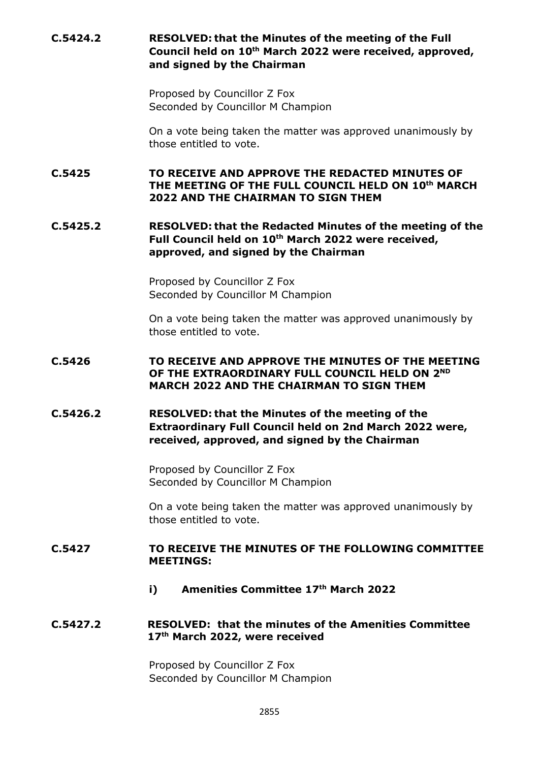**C.5424.2 RESOLVED: that the Minutes of the meeting of the Full Council held on 10th March 2022 were received, approved, and signed by the Chairman**

Proposed by Councillor Z Fox
Seconded by Councillor M Champion

On a vote being taken the matter was approved unanimously by those entitled to vote.

**C.5425 TO RECEIVE AND APPROVE THE REDACTED MINUTES OF THE MEETING OF THE FULL COUNCIL HELD ON 10th MARCH 2022 AND THE CHAIRMAN TO SIGN THEM**

**C.5425.2 RESOLVED: that the Redacted Minutes of the meeting of the Full Council held on 10th March 2022 were received, approved, and signed by the Chairman**

Proposed by Councillor Z Fox
Seconded by Councillor M Champion

On a vote being taken the matter was approved unanimously by those entitled to vote.

**C.5426 TO RECEIVE AND APPROVE THE MINUTES OF THE MEETING OF THE EXTRAORDINARY FULL COUNCIL HELD ON 2ND MARCH 2022 AND THE CHAIRMAN TO SIGN THEM**

**C.5426.2 RESOLVED: that the Minutes of the meeting of the Extraordinary Full Council held on 2nd March 2022 were, received, approved, and signed by the Chairman**

Proposed by Councillor Z Fox
Seconded by Councillor M Champion

On a vote being taken the matter was approved unanimously by those entitled to vote.

**C.5427 TO RECEIVE THE MINUTES OF THE FOLLOWING COMMITTEE MEETINGS:**

**i) Amenities Committee 17th March 2022**

**C.5427.2 RESOLVED: that the minutes of the Amenities Committee 17th March 2022, were received**

Proposed by Councillor Z Fox
Seconded by Councillor M Champion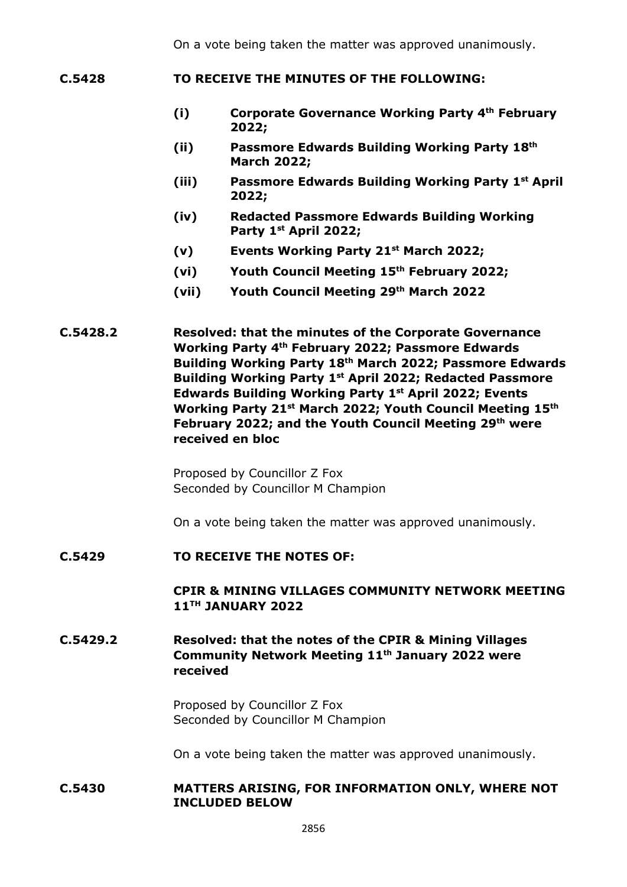On a vote being taken the matter was approved unanimously.

**C.5428 TO RECEIVE THE MINUTES OF THE FOLLOWING:**

- **(i) Corporate Governance Working Party 4th February 2022;**
- **(ii) Passmore Edwards Building Working Party 18th March 2022;**
- **(iii) Passmore Edwards Building Working Party 1st April 2022;**
- **(iv) Redacted Passmore Edwards Building Working Party 1st April 2022;**
- **(v) Events Working Party 21st March 2022;**
- **(vi) Youth Council Meeting 15th February 2022;**
- **(vii) Youth Council Meeting 29th March 2022**

**C.5428.2 Resolved: that the minutes of the Corporate Governance Working Party 4th February 2022; Passmore Edwards Building Working Party 18th March 2022; Passmore Edwards Building Working Party 1st April 2022; Redacted Passmore Edwards Building Working Party 1st April 2022; Events Working Party 21st March 2022; Youth Council Meeting 15th February 2022; and the Youth Council Meeting 29th were received en bloc**

Proposed by Councillor Z Fox
Seconded by Councillor M Champion

On a vote being taken the matter was approved unanimously.

**C.5429 TO RECEIVE THE NOTES OF:**

**CPIR & MINING VILLAGES COMMUNITY NETWORK MEETING 11TH JANUARY 2022**

**C.5429.2 Resolved: that the notes of the CPIR & Mining Villages Community Network Meeting 11th January 2022 were received**

Proposed by Councillor Z Fox
Seconded by Councillor M Champion

On a vote being taken the matter was approved unanimously.

**C.5430 MATTERS ARISING, FOR INFORMATION ONLY, WHERE NOT INCLUDED BELOW**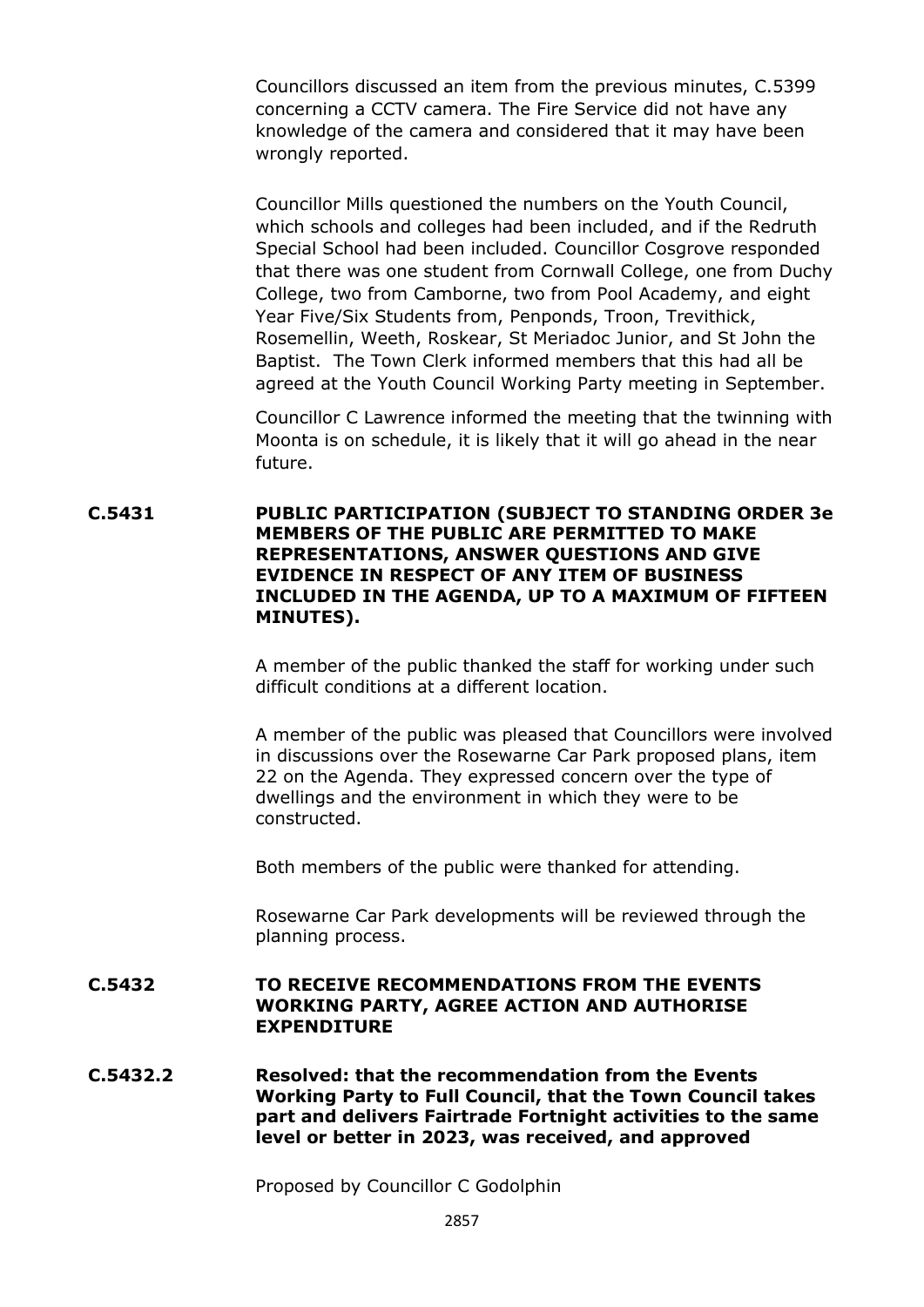Councillors discussed an item from the previous minutes, C.5399 concerning a CCTV camera. The Fire Service did not have any knowledge of the camera and considered that it may have been wrongly reported.

Councillor Mills questioned the numbers on the Youth Council, which schools and colleges had been included, and if the Redruth Special School had been included. Councillor Cosgrove responded that there was one student from Cornwall College, one from Duchy College, two from Camborne, two from Pool Academy, and eight Year Five/Six Students from, Penponds, Troon, Trevithick, Rosemellin, Weeth, Roskear, St Meriadoc Junior, and St John the Baptist. The Town Clerk informed members that this had all be agreed at the Youth Council Working Party meeting in September.

Councillor C Lawrence informed the meeting that the twinning with Moonta is on schedule, it is likely that it will go ahead in the near future.

**C.5431 PUBLIC PARTICIPATION (SUBJECT TO STANDING ORDER 3e MEMBERS OF THE PUBLIC ARE PERMITTED TO MAKE REPRESENTATIONS, ANSWER QUESTIONS AND GIVE EVIDENCE IN RESPECT OF ANY ITEM OF BUSINESS INCLUDED IN THE AGENDA, UP TO A MAXIMUM OF FIFTEEN MINUTES).**

A member of the public thanked the staff for working under such difficult conditions at a different location.

A member of the public was pleased that Councillors were involved in discussions over the Rosewarne Car Park proposed plans, item 22 on the Agenda. They expressed concern over the type of dwellings and the environment in which they were to be constructed.

Both members of the public were thanked for attending.

Rosewarne Car Park developments will be reviewed through the planning process.

**C.5432 TO RECEIVE RECOMMENDATIONS FROM THE EVENTS WORKING PARTY, AGREE ACTION AND AUTHORISE EXPENDITURE**

**C.5432.2 Resolved: that the recommendation from the Events Working Party to Full Council, that the Town Council takes part and delivers Fairtrade Fortnight activities to the same level or better in 2023, was received, and approved**

Proposed by Councillor C Godolphin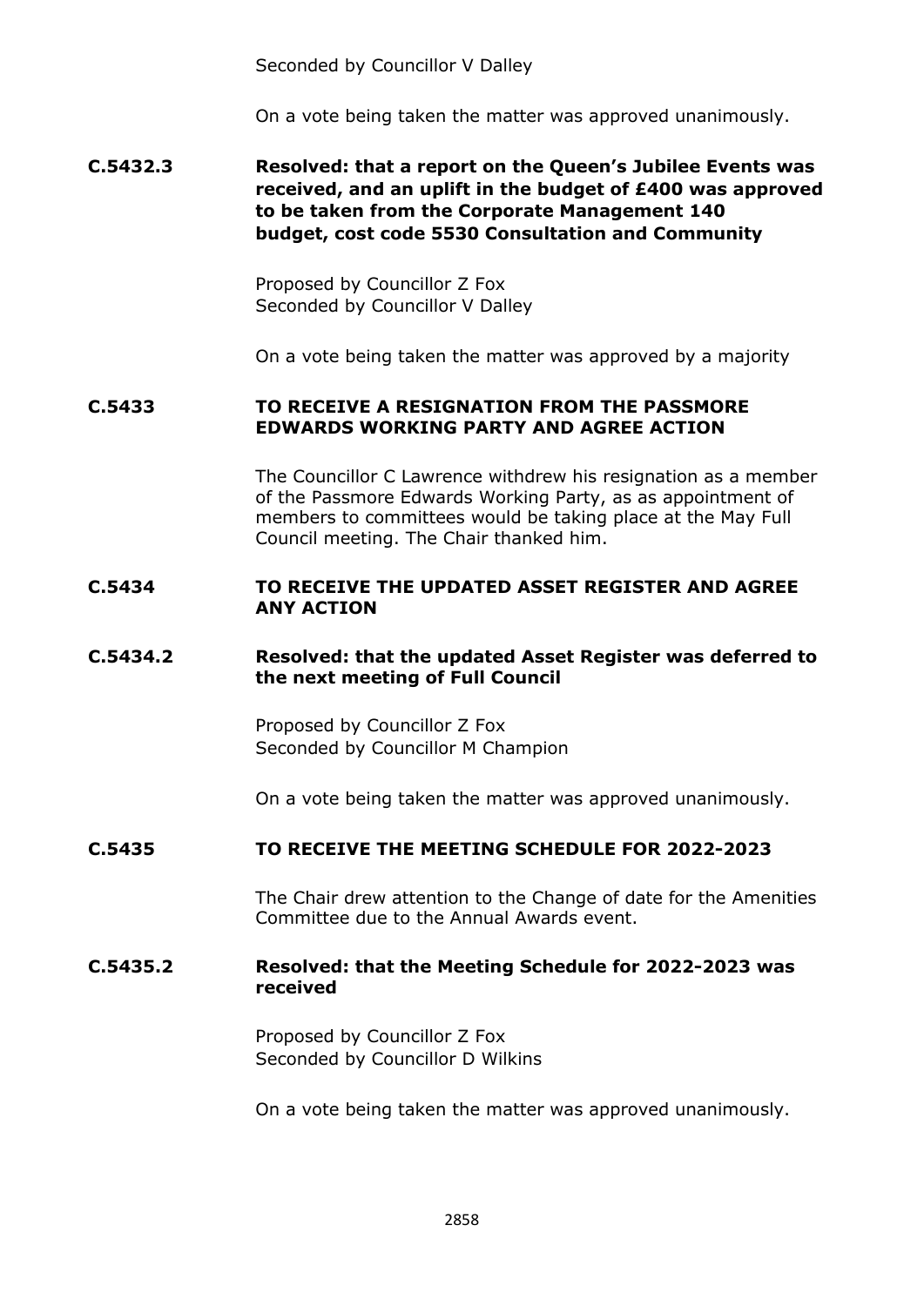Seconded by Councillor V Dalley

On a vote being taken the matter was approved unanimously.

**C.5432.3 Resolved: that a report on the Queen's Jubilee Events was received, and an uplift in the budget of £400 was approved to be taken from the Corporate Management 140 budget, cost code 5530 Consultation and Community**

Proposed by Councillor Z Fox
Seconded by Councillor V Dalley

On a vote being taken the matter was approved by a majority

**C.5433 TO RECEIVE A RESIGNATION FROM THE PASSMORE EDWARDS WORKING PARTY AND AGREE ACTION**

The Councillor C Lawrence withdrew his resignation as a member of the Passmore Edwards Working Party, as as appointment of members to committees would be taking place at the May Full Council meeting. The Chair thanked him.

**C.5434 TO RECEIVE THE UPDATED ASSET REGISTER AND AGREE ANY ACTION**

**C.5434.2 Resolved: that the updated Asset Register was deferred to the next meeting of Full Council**

Proposed by Councillor Z Fox
Seconded by Councillor M Champion

On a vote being taken the matter was approved unanimously.

**C.5435 TO RECEIVE THE MEETING SCHEDULE FOR 2022-2023**

The Chair drew attention to the Change of date for the Amenities Committee due to the Annual Awards event.

**C.5435.2 Resolved: that the Meeting Schedule for 2022-2023 was received**

Proposed by Councillor Z Fox
Seconded by Councillor D Wilkins

On a vote being taken the matter was approved unanimously.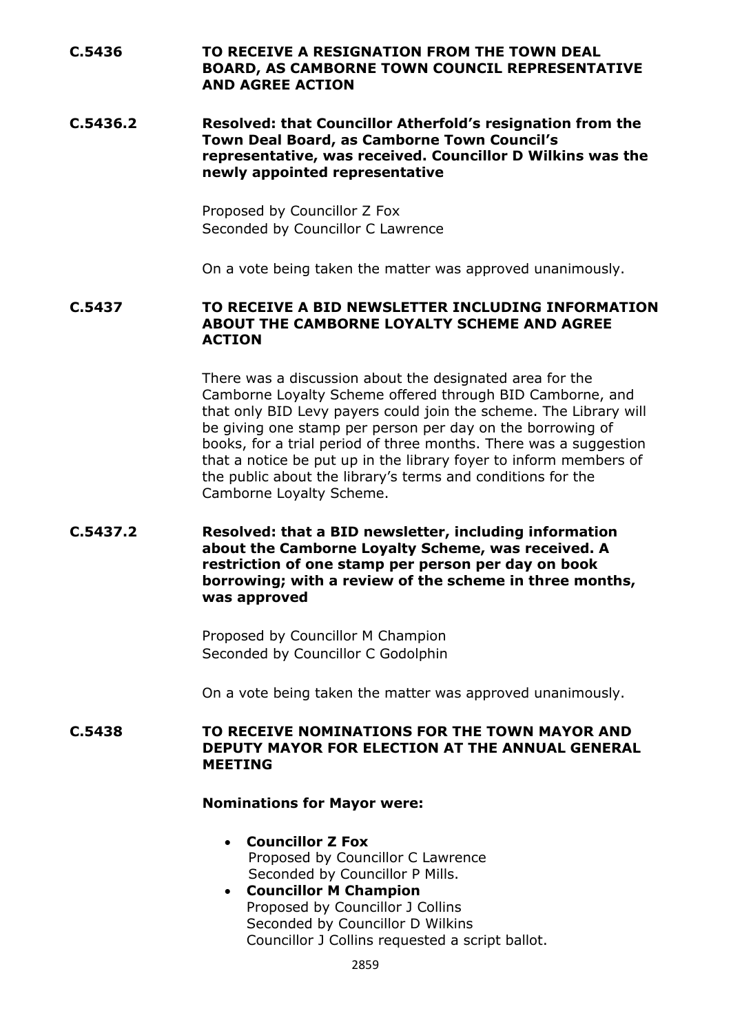**C.5436 TO RECEIVE A RESIGNATION FROM THE TOWN DEAL BOARD, AS CAMBORNE TOWN COUNCIL REPRESENTATIVE AND AGREE ACTION**

**C.5436.2 Resolved: that Councillor Atherfold's resignation from the Town Deal Board, as Camborne Town Council's representative, was received. Councillor D Wilkins was the newly appointed representative**

Proposed by Councillor Z Fox
Seconded by Councillor C Lawrence

On a vote being taken the matter was approved unanimously.

**C.5437 TO RECEIVE A BID NEWSLETTER INCLUDING INFORMATION ABOUT THE CAMBORNE LOYALTY SCHEME AND AGREE ACTION**

There was a discussion about the designated area for the Camborne Loyalty Scheme offered through BID Camborne, and that only BID Levy payers could join the scheme. The Library will be giving one stamp per person per day on the borrowing of books, for a trial period of three months. There was a suggestion that a notice be put up in the library foyer to inform members of the public about the library's terms and conditions for the Camborne Loyalty Scheme.

**C.5437.2 Resolved: that a BID newsletter, including information about the Camborne Loyalty Scheme, was received. A restriction of one stamp per person per day on book borrowing; with a review of the scheme in three months, was approved**

Proposed by Councillor M Champion
Seconded by Councillor C Godolphin

On a vote being taken the matter was approved unanimously.

**C.5438 TO RECEIVE NOMINATIONS FOR THE TOWN MAYOR AND DEPUTY MAYOR FOR ELECTION AT THE ANNUAL GENERAL MEETING**

**Nominations for Mayor were:**

- **Councillor Z Fox**
  Proposed by Councillor C Lawrence
  Seconded by Councillor P Mills.
- **Councillor M Champion**
  Proposed by Councillor J Collins
  Seconded by Councillor D Wilkins
  Councillor J Collins requested a script ballot.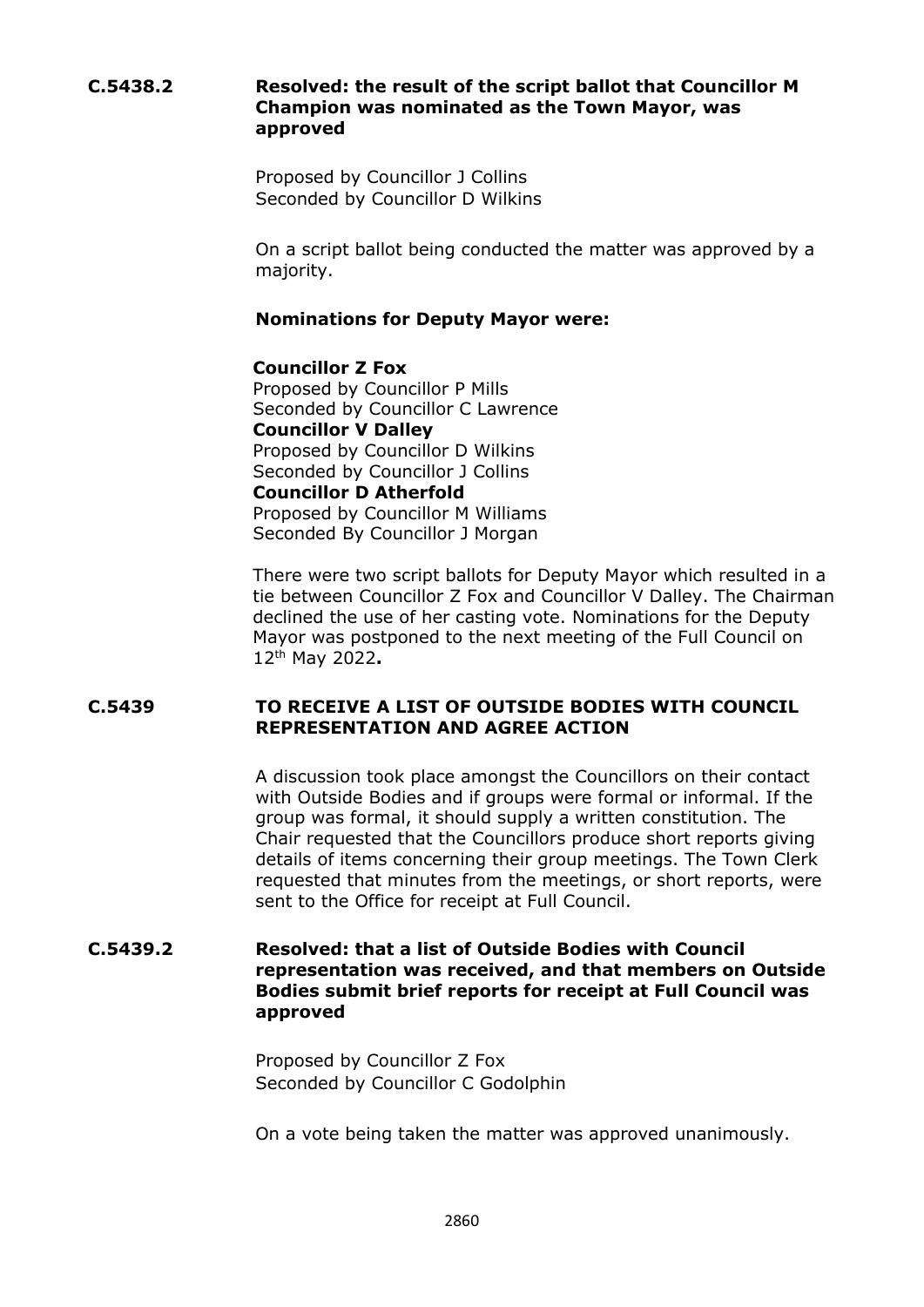**C.5438.2 Resolved: the result of the script ballot that Councillor M Champion was nominated as the Town Mayor, was approved**

Proposed by Councillor J Collins
Seconded by Councillor D Wilkins

On a script ballot being conducted the matter was approved by a majority.

**Nominations for Deputy Mayor were:**

**Councillor Z Fox**
Proposed by Councillor P Mills
Seconded by Councillor C Lawrence
**Councillor V Dalley**
Proposed by Councillor D Wilkins
Seconded by Councillor J Collins
**Councillor D Atherfold**
Proposed by Councillor M Williams
Seconded By Councillor J Morgan

There were two script ballots for Deputy Mayor which resulted in a tie between Councillor Z Fox and Councillor V Dalley. The Chairman declined the use of her casting vote. Nominations for the Deputy Mayor was postponed to the next meeting of the Full Council on 12th May 2022**.**

**C.5439 TO RECEIVE A LIST OF OUTSIDE BODIES WITH COUNCIL REPRESENTATION AND AGREE ACTION**

A discussion took place amongst the Councillors on their contact with Outside Bodies and if groups were formal or informal. If the group was formal, it should supply a written constitution. The Chair requested that the Councillors produce short reports giving details of items concerning their group meetings. The Town Clerk requested that minutes from the meetings, or short reports, were sent to the Office for receipt at Full Council.

**C.5439.2 Resolved: that a list of Outside Bodies with Council representation was received, and that members on Outside Bodies submit brief reports for receipt at Full Council was approved**

Proposed by Councillor Z Fox
Seconded by Councillor C Godolphin

On a vote being taken the matter was approved unanimously.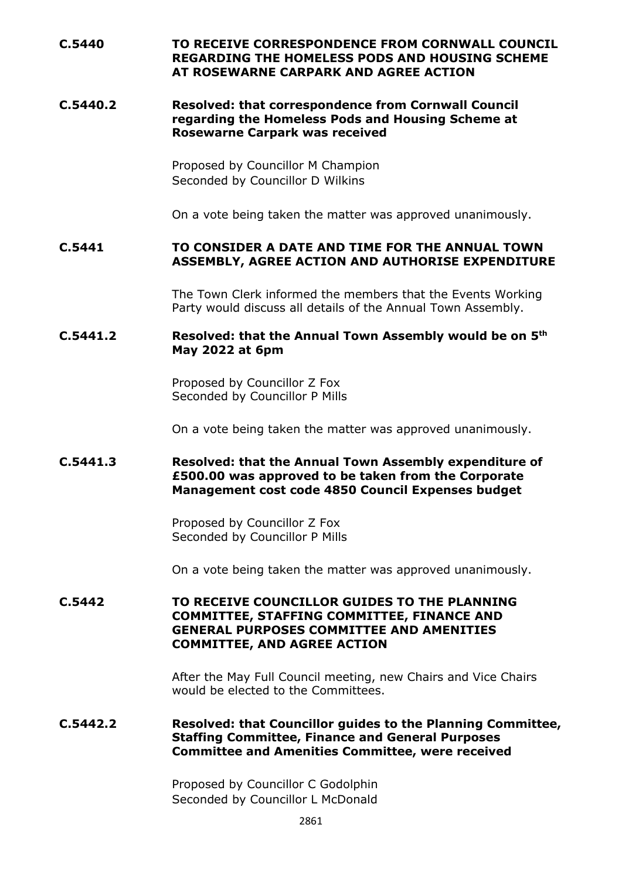**C.5440 TO RECEIVE CORRESPONDENCE FROM CORNWALL COUNCIL REGARDING THE HOMELESS PODS AND HOUSING SCHEME AT ROSEWARNE CARPARK AND AGREE ACTION**

**C.5440.2 Resolved: that correspondence from Cornwall Council regarding the Homeless Pods and Housing Scheme at Rosewarne Carpark was received**

Proposed by Councillor M Champion
Seconded by Councillor D Wilkins

On a vote being taken the matter was approved unanimously.

**C.5441 TO CONSIDER A DATE AND TIME FOR THE ANNUAL TOWN ASSEMBLY, AGREE ACTION AND AUTHORISE EXPENDITURE**

The Town Clerk informed the members that the Events Working Party would discuss all details of the Annual Town Assembly.

**C.5441.2 Resolved: that the Annual Town Assembly would be on 5th May 2022 at 6pm**

Proposed by Councillor Z Fox
Seconded by Councillor P Mills

On a vote being taken the matter was approved unanimously.

**C.5441.3 Resolved: that the Annual Town Assembly expenditure of £500.00 was approved to be taken from the Corporate Management cost code 4850 Council Expenses budget**

Proposed by Councillor Z Fox
Seconded by Councillor P Mills

On a vote being taken the matter was approved unanimously.

**C.5442 TO RECEIVE COUNCILLOR GUIDES TO THE PLANNING COMMITTEE, STAFFING COMMITTEE, FINANCE AND GENERAL PURPOSES COMMITTEE AND AMENITIES COMMITTEE, AND AGREE ACTION**

After the May Full Council meeting, new Chairs and Vice Chairs would be elected to the Committees.

**C.5442.2 Resolved: that Councillor guides to the Planning Committee, Staffing Committee, Finance and General Purposes Committee and Amenities Committee, were received**

Proposed by Councillor C Godolphin
Seconded by Councillor L McDonald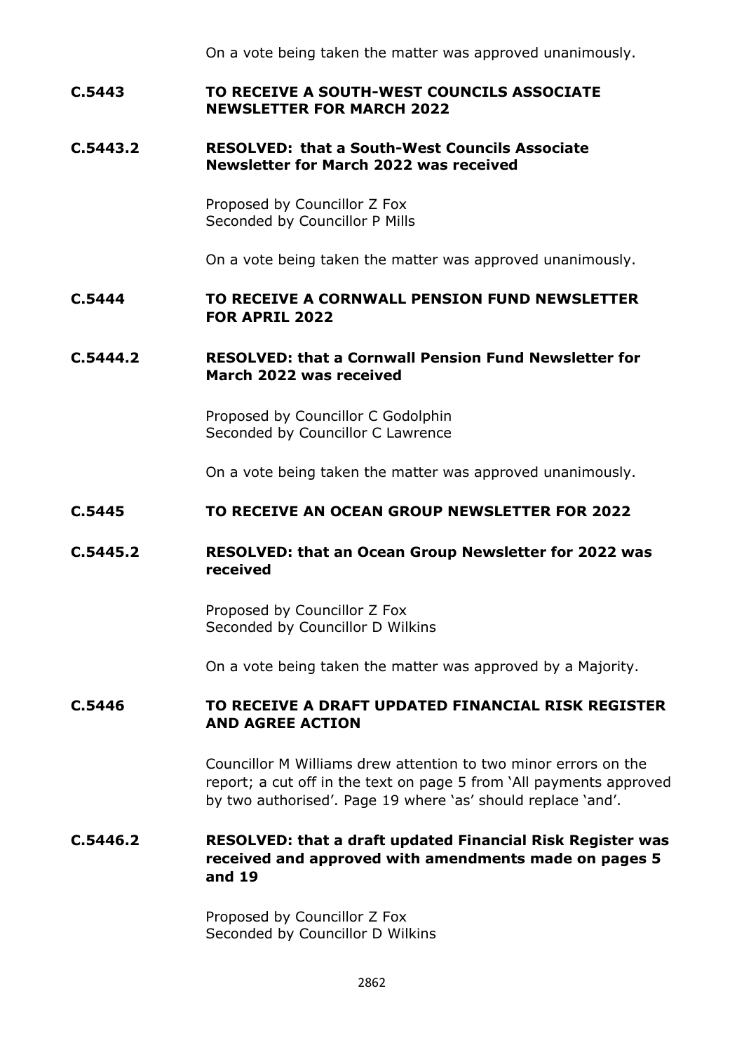On a vote being taken the matter was approved unanimously.

**C.5443 TO RECEIVE A SOUTH-WEST COUNCILS ASSOCIATE NEWSLETTER FOR MARCH 2022**

**C.5443.2 RESOLVED: that a South-West Councils Associate Newsletter for March 2022 was received**

Proposed by Councillor Z Fox
Seconded by Councillor P Mills

On a vote being taken the matter was approved unanimously.

**C.5444 TO RECEIVE A CORNWALL PENSION FUND NEWSLETTER FOR APRIL 2022**

**C.5444.2 RESOLVED: that a Cornwall Pension Fund Newsletter for March 2022 was received**

Proposed by Councillor C Godolphin
Seconded by Councillor C Lawrence

On a vote being taken the matter was approved unanimously.

**C.5445 TO RECEIVE AN OCEAN GROUP NEWSLETTER FOR 2022**

**C.5445.2 RESOLVED: that an Ocean Group Newsletter for 2022 was received**

Proposed by Councillor Z Fox
Seconded by Councillor D Wilkins

On a vote being taken the matter was approved by a Majority.

**C.5446 TO RECEIVE A DRAFT UPDATED FINANCIAL RISK REGISTER AND AGREE ACTION**

Councillor M Williams drew attention to two minor errors on the report; a cut off in the text on page 5 from 'All payments approved by two authorised'. Page 19 where 'as' should replace 'and'.

**C.5446.2 RESOLVED: that a draft updated Financial Risk Register was received and approved with amendments made on pages 5 and 19**

Proposed by Councillor Z Fox
Seconded by Councillor D Wilkins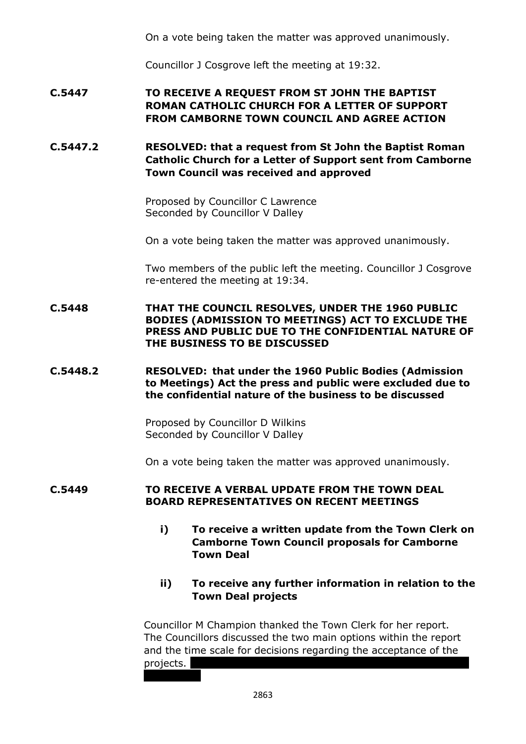On a vote being taken the matter was approved unanimously.

Councillor J Cosgrove left the meeting at 19:32.

**C.5447 TO RECEIVE A REQUEST FROM ST JOHN THE BAPTIST ROMAN CATHOLIC CHURCH FOR A LETTER OF SUPPORT FROM CAMBORNE TOWN COUNCIL AND AGREE ACTION**

**C.5447.2 RESOLVED: that a request from St John the Baptist Roman Catholic Church for a Letter of Support sent from Camborne Town Council was received and approved**

Proposed by Councillor C Lawrence
Seconded by Councillor V Dalley

On a vote being taken the matter was approved unanimously.

Two members of the public left the meeting. Councillor J Cosgrove re-entered the meeting at 19:34.

**C.5448 THAT THE COUNCIL RESOLVES, UNDER THE 1960 PUBLIC BODIES (ADMISSION TO MEETINGS) ACT TO EXCLUDE THE PRESS AND PUBLIC DUE TO THE CONFIDENTIAL NATURE OF THE BUSINESS TO BE DISCUSSED**

**C.5448.2 RESOLVED: that under the 1960 Public Bodies (Admission to Meetings) Act the press and public were excluded due to the confidential nature of the business to be discussed**

Proposed by Councillor D Wilkins
Seconded by Councillor V Dalley

On a vote being taken the matter was approved unanimously.

**C.5449 TO RECEIVE A VERBAL UPDATE FROM THE TOWN DEAL BOARD REPRESENTATIVES ON RECENT MEETINGS**

**i) To receive a written update from the Town Clerk on Camborne Town Council proposals for Camborne Town Deal**

**ii) To receive any further information in relation to the Town Deal projects**

Councillor M Champion thanked the Town Clerk for her report. The Councillors discussed the two main options within the report and the time scale for decisions regarding the acceptance of the projects.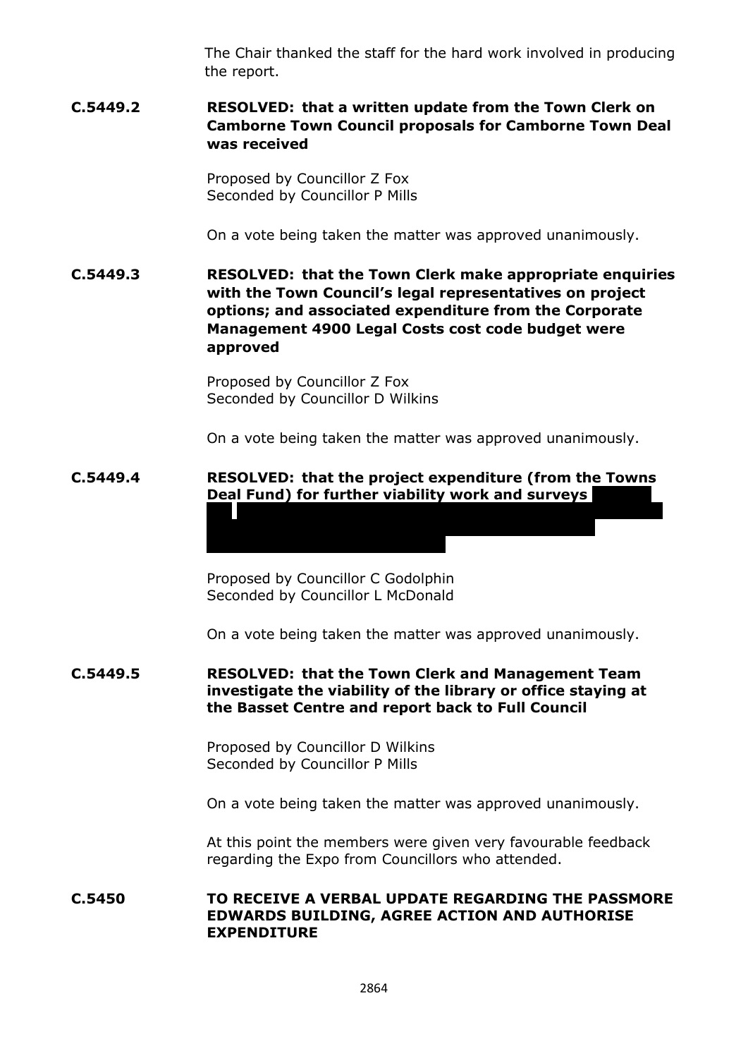The Chair thanked the staff for the hard work involved in producing the report.

**C.5449.2** **RESOLVED: that a written update from the Town Clerk on Camborne Town Council proposals for Camborne Town Deal was received**

Proposed by Councillor Z Fox
Seconded by Councillor P Mills

On a vote being taken the matter was approved unanimously.

**C.5449.3** **RESOLVED: that the Town Clerk make appropriate enquiries with the Town Council's legal representatives on project options; and associated expenditure from the Corporate Management 4900 Legal Costs cost code budget were approved**

Proposed by Councillor Z Fox
Seconded by Councillor D Wilkins

On a vote being taken the matter was approved unanimously.

**C.5449.4** **RESOLVED: that the project expenditure (from the Towns Deal Fund) for further viability work and surveys**

Proposed by Councillor C Godolphin
Seconded by Councillor L McDonald

On a vote being taken the matter was approved unanimously.

**C.5449.5** **RESOLVED: that the Town Clerk and Management Team investigate the viability of the library or office staying at the Basset Centre and report back to Full Council**

Proposed by Councillor D Wilkins
Seconded by Councillor P Mills

On a vote being taken the matter was approved unanimously.

At this point the members were given very favourable feedback regarding the Expo from Councillors who attended.

**C.5450** **TO RECEIVE A VERBAL UPDATE REGARDING THE PASSMORE EDWARDS BUILDING, AGREE ACTION AND AUTHORISE EXPENDITURE**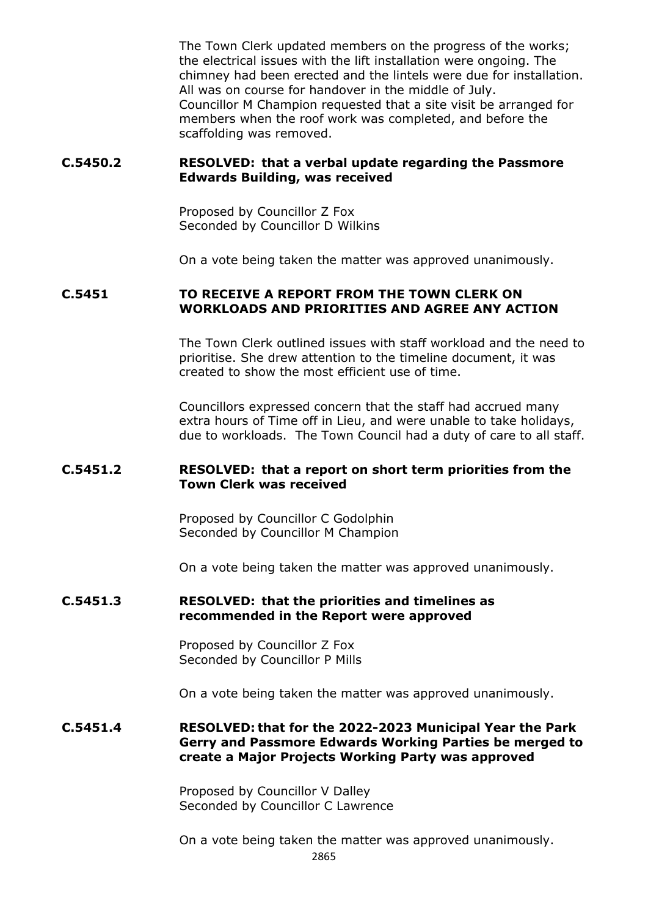The Town Clerk updated members on the progress of the works; the electrical issues with the lift installation were ongoing. The chimney had been erected and the lintels were due for installation. All was on course for handover in the middle of July.
Councillor M Champion requested that a site visit be arranged for members when the roof work was completed, and before the scaffolding was removed.

**C.5450.2 RESOLVED: that a verbal update regarding the Passmore Edwards Building, was received**

Proposed by Councillor Z Fox
Seconded by Councillor D Wilkins

On a vote being taken the matter was approved unanimously.

**C.5451 TO RECEIVE A REPORT FROM THE TOWN CLERK ON WORKLOADS AND PRIORITIES AND AGREE ANY ACTION**

The Town Clerk outlined issues with staff workload and the need to prioritise. She drew attention to the timeline document, it was created to show the most efficient use of time.

Councillors expressed concern that the staff had accrued many extra hours of Time off in Lieu, and were unable to take holidays, due to workloads. The Town Council had a duty of care to all staff.

**C.5451.2 RESOLVED: that a report on short term priorities from the Town Clerk was received**

Proposed by Councillor C Godolphin
Seconded by Councillor M Champion

On a vote being taken the matter was approved unanimously.

**C.5451.3 RESOLVED: that the priorities and timelines as recommended in the Report were approved**

Proposed by Councillor Z Fox
Seconded by Councillor P Mills

On a vote being taken the matter was approved unanimously.

**C.5451.4 RESOLVED: that for the 2022-2023 Municipal Year the Park Gerry and Passmore Edwards Working Parties be merged to create a Major Projects Working Party was approved**

Proposed by Councillor V Dalley
Seconded by Councillor C Lawrence

On a vote being taken the matter was approved unanimously.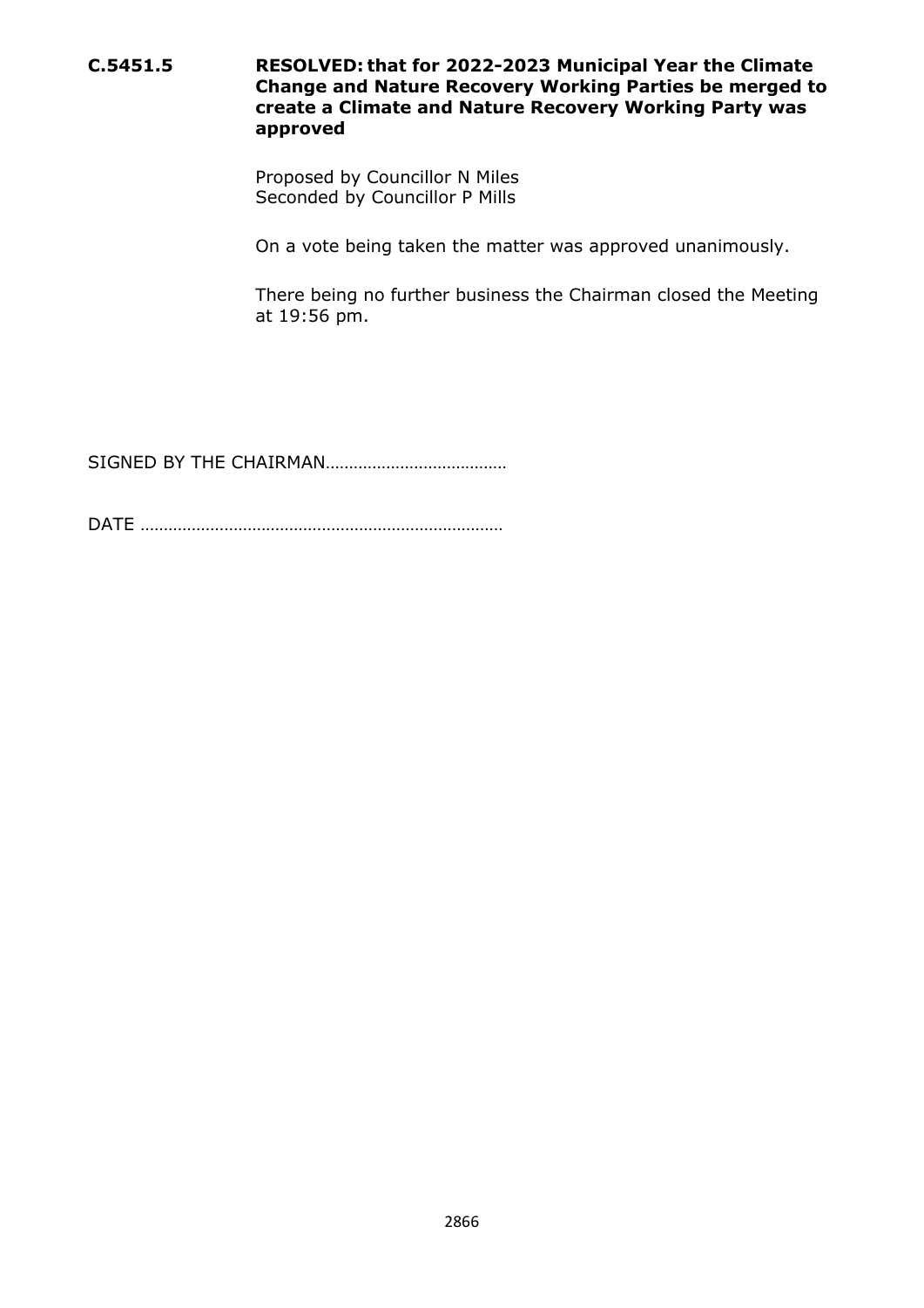**C.5451.5 RESOLVED: that for 2022-2023 Municipal Year the Climate Change and Nature Recovery Working Parties be merged to create a Climate and Nature Recovery Working Party was approved**

Proposed by Councillor N Miles
Seconded by Councillor P Mills

On a vote being taken the matter was approved unanimously.

There being no further business the Chairman closed the Meeting at 19:56 pm.

SIGNED BY THE CHAIRMAN………………………………

DATE ……………………………………………………………………